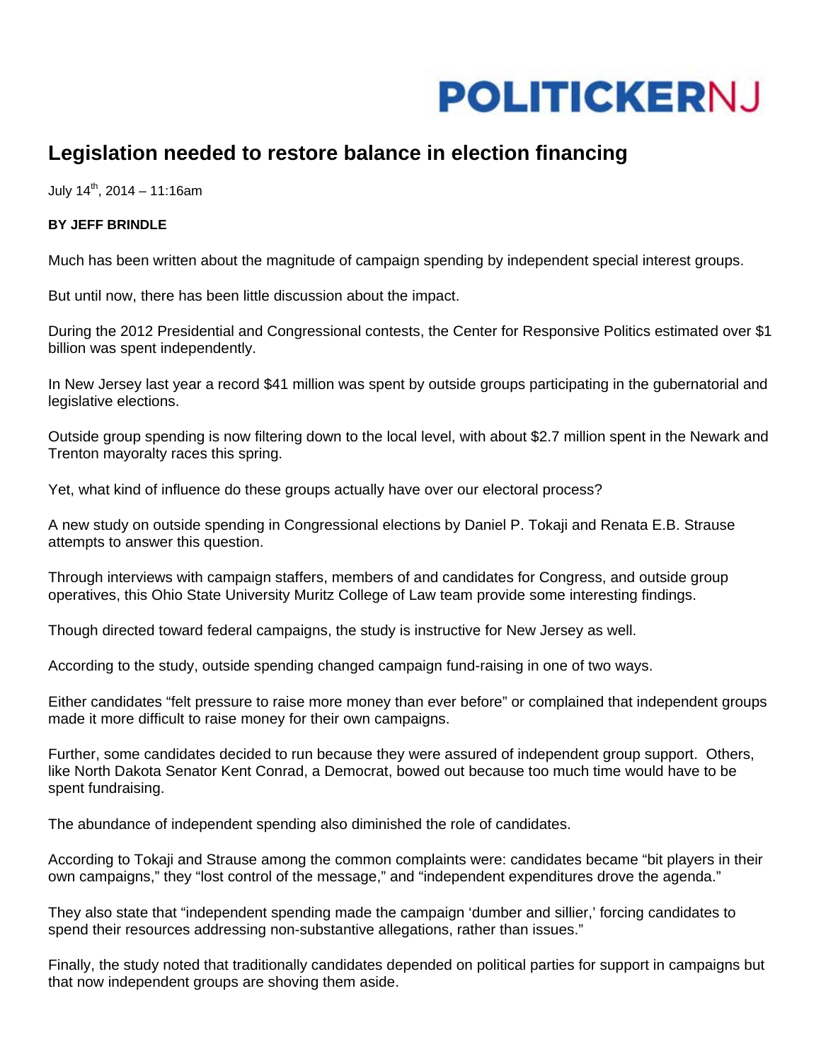POLITICKERNJ

# Legislation needed to restore balance in election financing

July 14th, 2014 – 11:16am

**BY JEFF BRINDLE**

Much has been written about the magnitude of campaign spending by independent special interest groups.

But until now, there has been little discussion about the impact.

During the 2012 Presidential and Congressional contests, the Center for Responsive Politics estimated over $1 billion was spent independently.

In New Jersey last year a record $41 million was spent by outside groups participating in the gubernatorial and legislative elections.

Outside group spending is now filtering down to the local level, with about $2.7 million spent in the Newark and Trenton mayoralty races this spring.

Yet, what kind of influence do these groups actually have over our electoral process?

A new study on outside spending in Congressional elections by Daniel P. Tokaji and Renata E.B. Strause attempts to answer this question.

Through interviews with campaign staffers, members of and candidates for Congress, and outside group operatives, this Ohio State University Muritz College of Law team provide some interesting findings.

Though directed toward federal campaigns, the study is instructive for New Jersey as well.

According to the study, outside spending changed campaign fund-raising in one of two ways.

Either candidates "felt pressure to raise more money than ever before" or complained that independent groups made it more difficult to raise money for their own campaigns.

Further, some candidates decided to run because they were assured of independent group support. Others, like North Dakota Senator Kent Conrad, a Democrat, bowed out because too much time would have to be spent fundraising.

The abundance of independent spending also diminished the role of candidates.

According to Tokaji and Strause among the common complaints were: candidates became "bit players in their own campaigns," they "lost control of the message," and "independent expenditures drove the agenda."

They also state that "independent spending made the campaign 'dumber and sillier,' forcing candidates to spend their resources addressing non-substantive allegations, rather than issues."

Finally, the study noted that traditionally candidates depended on political parties for support in campaigns but that now independent groups are shoving them aside.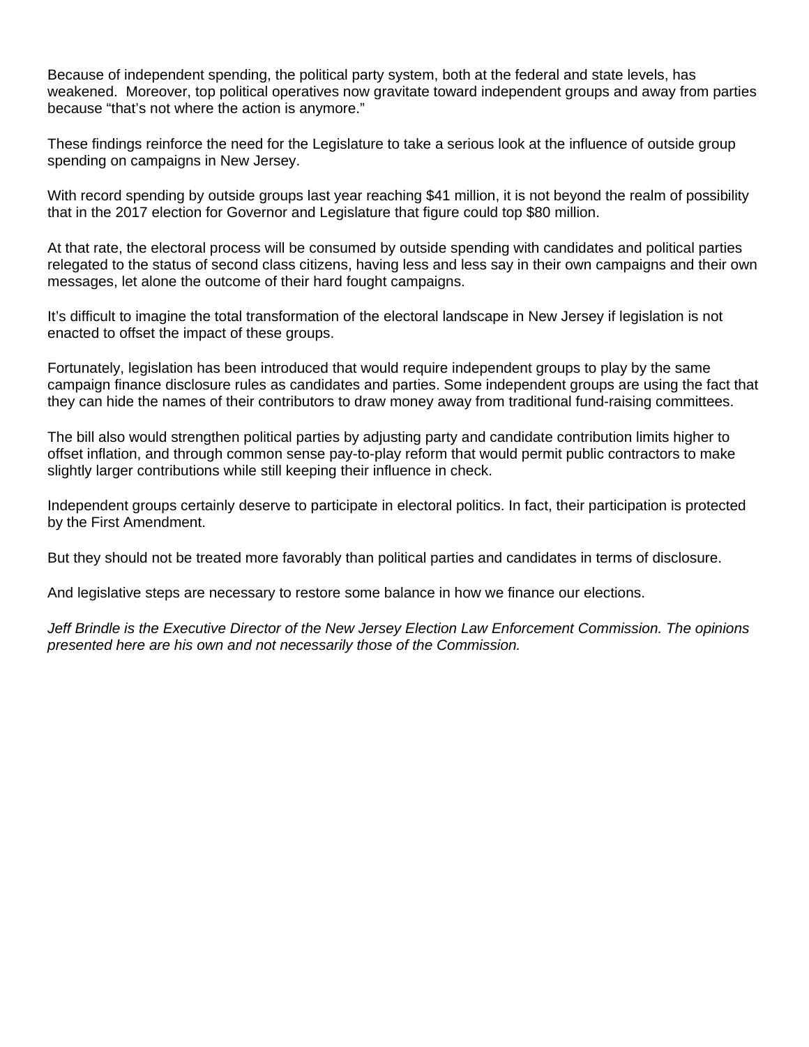Because of independent spending, the political party system, both at the federal and state levels, has weakened. Moreover, top political operatives now gravitate toward independent groups and away from parties because “that’s not where the action is anymore.”

These findings reinforce the need for the Legislature to take a serious look at the influence of outside group spending on campaigns in New Jersey.

With record spending by outside groups last year reaching $41 million, it is not beyond the realm of possibility that in the 2017 election for Governor and Legislature that figure could top $80 million.

At that rate, the electoral process will be consumed by outside spending with candidates and political parties relegated to the status of second class citizens, having less and less say in their own campaigns and their own messages, let alone the outcome of their hard fought campaigns.

It’s difficult to imagine the total transformation of the electoral landscape in New Jersey if legislation is not enacted to offset the impact of these groups.

Fortunately, legislation has been introduced that would require independent groups to play by the same campaign finance disclosure rules as candidates and parties. Some independent groups are using the fact that they can hide the names of their contributors to draw money away from traditional fund-raising committees.

The bill also would strengthen political parties by adjusting party and candidate contribution limits higher to offset inflation, and through common sense pay-to-play reform that would permit public contractors to make slightly larger contributions while still keeping their influence in check.

Independent groups certainly deserve to participate in electoral politics. In fact, their participation is protected by the First Amendment.

But they should not be treated more favorably than political parties and candidates in terms of disclosure.

And legislative steps are necessary to restore some balance in how we finance our elections.

*Jeff Brindle is the Executive Director of the New Jersey Election Law Enforcement Commission. The opinions presented here are his own and not necessarily those of the Commission.*